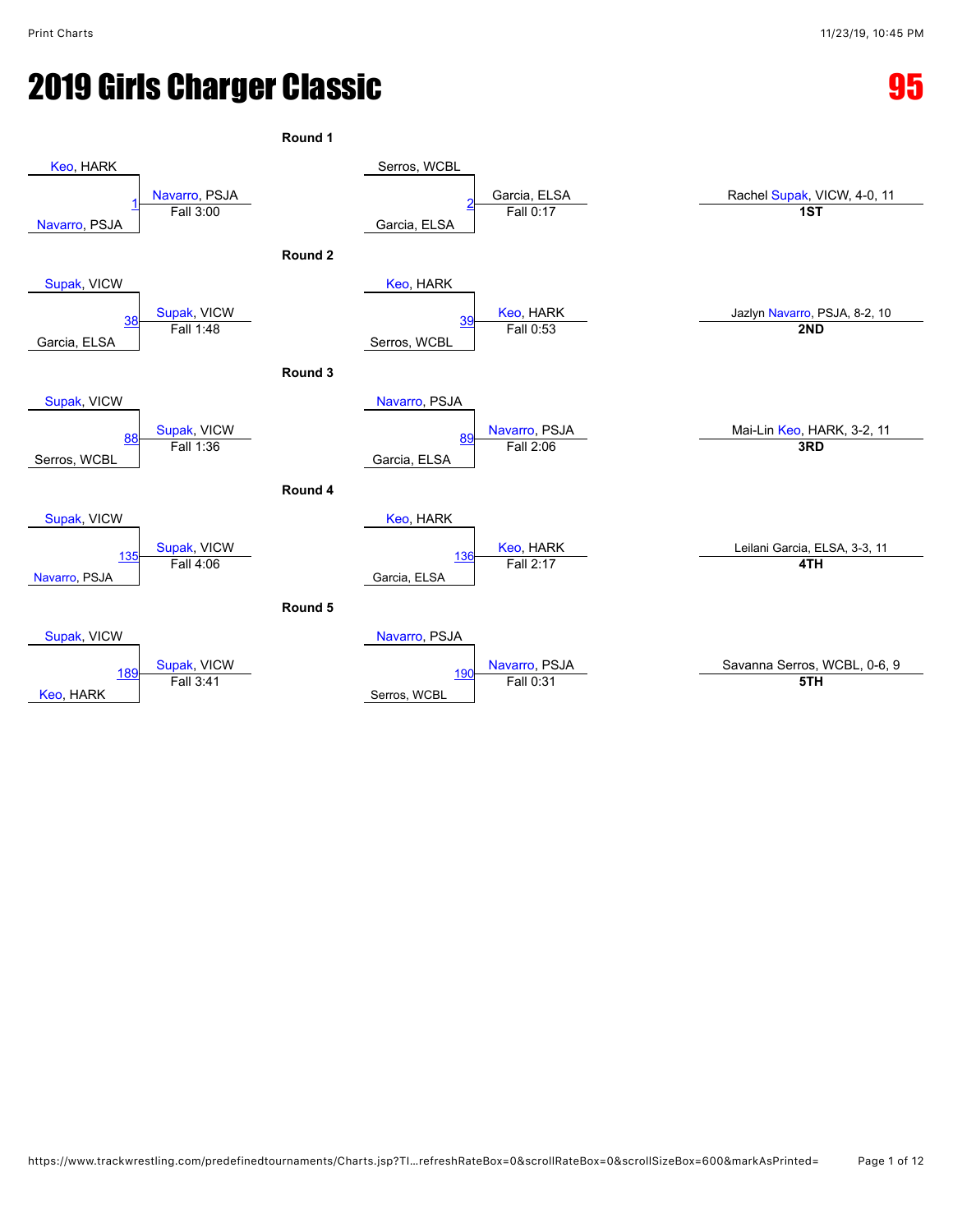# 2019 Girls Charger Classic

**95**

**Round 1**

| Match | Wrestler 1 | Wrestler 2 | Winner | Result |
|---|---|---|---|---|
| 1 | Keo, HARK | Navarro, PSJA | Navarro, PSJA | Fall 3:00 |
| 2 | Serros, WCBL | Garcia, ELSA | Garcia, ELSA | Fall 0:17 |

**Round 2**

| Match | Wrestler 1 | Wrestler 2 | Winner | Result |
|---|---|---|---|---|
| 38 | Supak, VICW | Garcia, ELSA | Supak, VICW | Fall 1:48 |
| 39 | Keo, HARK | Serros, WCBL | Keo, HARK | Fall 0:53 |

**Round 3**

| Match | Wrestler 1 | Wrestler 2 | Winner | Result |
|---|---|---|---|---|
| 88 | Supak, VICW | Serros, WCBL | Supak, VICW | Fall 1:36 |
| 89 | Navarro, PSJA | Garcia, ELSA | Navarro, PSJA | Fall 2:06 |

**Round 4**

| Match | Wrestler 1 | Wrestler 2 | Winner | Result |
|---|---|---|---|---|
| 135 | Supak, VICW | Navarro, PSJA | Supak, VICW | Fall 4:06 |
| 136 | Keo, HARK | Garcia, ELSA | Keo, HARK | Fall 2:17 |

**Round 5**

| Match | Wrestler 1 | Wrestler 2 | Winner | Result |
|---|---|---|---|---|
| 189 | Supak, VICW | Keo, HARK | Supak, VICW | Fall 3:41 |
| 190 | Navarro, PSJA | Serros, WCBL | Navarro, PSJA | Fall 0:31 |

**Placements**

| Place | Wrestler |
|---|---|
| **1ST** | Rachel Supak, VICW, 4-0, 11 |
| **2ND** | Jazlyn Navarro, PSJA, 8-2, 10 |
| **3RD** | Mai-Lin Keo, HARK, 3-2, 11 |
| **4TH** | Leilani Garcia, ELSA, 3-3, 11 |
| **5TH** | Savanna Serros, WCBL, 0-6, 9 |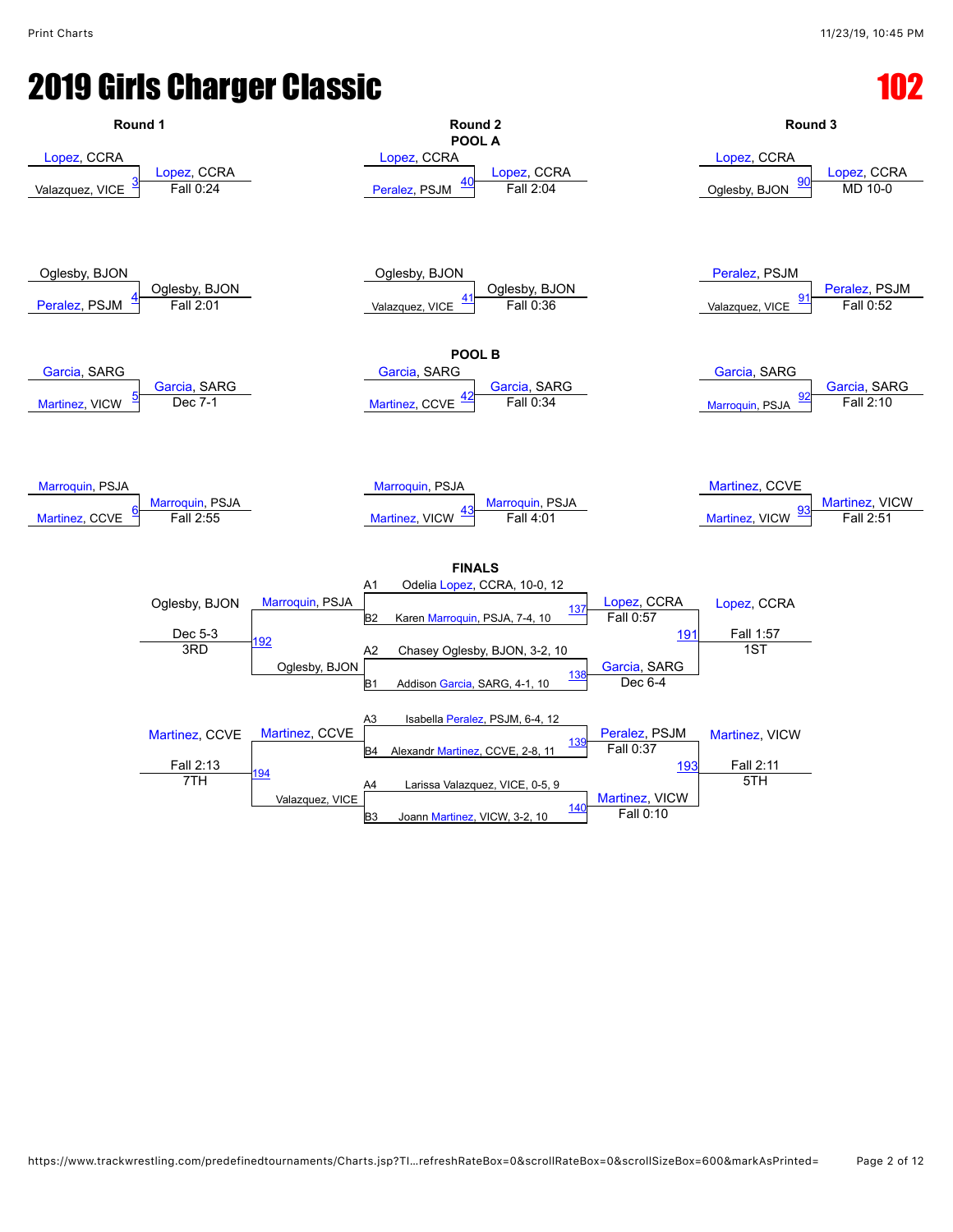# 2019 Girls Charger Classic

## 102

### Round 1

| Match | Wrestler 1 | Wrestler 2 | Winner | Result |
|---|---|---|---|---|
| 3 | Lopez, CCRA | Valazquez, VICE | Lopez, CCRA | Fall 0:24 |
| 4 | Oglesby, BJON | Peralez, PSJM | Oglesby, BJON | Fall 2:01 |
| 5 | Garcia, SARG | Martinez, VICW | Garcia, SARG | Dec 7-1 |
| 6 | Marroquin, PSJA | Martinez, CCVE | Marroquin, PSJA | Fall 2:55 |

### Round 2

**POOL A**

| Match | Wrestler 1 | Wrestler 2 | Winner | Result |
|---|---|---|---|---|
| 40 | Lopez, CCRA | Peralez, PSJM | Lopez, CCRA | Fall 2:04 |
| 41 | Oglesby, BJON | Valazquez, VICE | Oglesby, BJON | Fall 0:36 |

**POOL B**

| Match | Wrestler 1 | Wrestler 2 | Winner | Result |
|---|---|---|---|---|
| 42 | Garcia, SARG | Martinez, CCVE | Garcia, SARG | Fall 0:34 |
| 43 | Marroquin, PSJA | Martinez, VICW | Marroquin, PSJA | Fall 4:01 |

### Round 3

| Match | Wrestler 1 | Wrestler 2 | Winner | Result |
|---|---|---|---|---|
| 90 | Lopez, CCRA | Oglesby, BJON | Lopez, CCRA | MD 10-0 |
| 91 | Peralez, PSJM | Valazquez, VICE | Peralez, PSJM | Fall 0:52 |
| 92 | Garcia, SARG | Marroquin, PSJA | Garcia, SARG | Fall 2:10 |
| 93 | Martinez, CCVE | Martinez, VICW | Martinez, VICW | Fall 2:51 |

### FINALS

**Seeds**

- A1 Odelia Lopez, CCRA, 10-0, 12
- B2 Karen Marroquin, PSJA, 7-4, 10
- A2 Chasey Oglesby, BJON, 3-2, 10
- B1 Addison Garcia, SARG, 4-1, 10
- A3 Isabella Peralez, PSJM, 6-4, 12
- B4 Alexandr Martinez, CCVE, 2-8, 11
- A4 Larissa Valazquez, VICE, 0-5, 9
- B3 Joann Martinez, VICW, 3-2, 10

| Match | Wrestler 1 | Wrestler 2 | Winner | Result | Place |
|---|---|---|---|---|---|
| 137 | Lopez, CCRA | Marroquin, PSJA | Lopez, CCRA | Fall 0:57 | |
| 138 | Oglesby, BJON | Garcia, SARG | Garcia, SARG | Dec 6-4 | |
| 139 | Peralez, PSJM | Martinez, CCVE | Peralez, PSJM | Fall 0:37 | |
| 140 | Valazquez, VICE | Martinez, VICW | Martinez, VICW | Fall 0:10 | |
| 191 | Lopez, CCRA | Garcia, SARG | Lopez, CCRA | Fall 1:57 | 1ST |
| 192 | Marroquin, PSJA | Oglesby, BJON | Oglesby, BJON | Dec 5-3 | 3RD |
| 193 | Peralez, PSJM | Martinez, VICW | Martinez, VICW | Fall 2:11 | 5TH |
| 194 | Martinez, CCVE | Valazquez, VICE | Martinez, CCVE | Fall 2:13 | 7TH |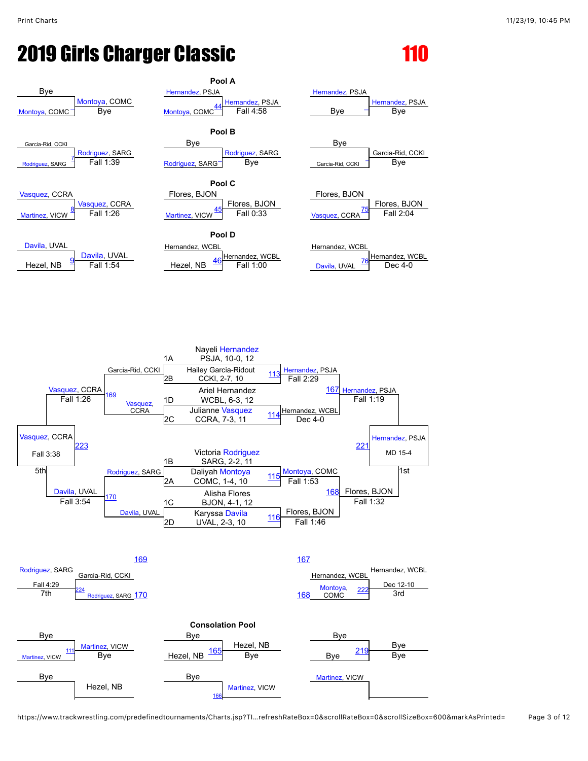# 2019 Girls Charger Classic

**110**

## Pool A

| Round 1 | | Round 2 | | Round 3 | |
|---|---|---|---|---|---|
| Bye | Montoya, COMC | Hernandez, PSJA | Hernandez, PSJA | Hernandez, PSJA | Hernandez, PSJA |
| Montoya, COMC | Bye | Montoya, COMC (44) | Fall 4:58 | Bye | Bye |

## Pool B

| Round 1 | | Round 2 | | Round 3 | |
|---|---|---|---|---|---|
| Garcia-Rid, CCKI | Rodriguez, SARG | Bye | Rodriguez, SARG | Bye | Garcia-Rid, CCKI |
| Rodriguez, SARG (7) | Fall 1:39 | Rodriguez, SARG | Bye | Garcia-Rid, CCKI | Bye |

## Pool C

| Round 1 | | Round 2 | | Round 3 | |
|---|---|---|---|---|---|
| Vasquez, CCRA | Vasquez, CCRA | Flores, BJON | Flores, BJON | Flores, BJON | Flores, BJON |
| Martinez, VICW (8) | Fall 1:26 | Martinez, VICW (45) | Fall 0:33 | Vasquez, CCRA (75) | Fall 2:04 |

## Pool D

| Round 1 | | Round 2 | | Round 3 | |
|---|---|---|---|---|---|
| Davila, UVAL | Davila, UVAL | Hernandez, WCBL | Hernandez, WCBL | Hernandez, WCBL | Hernandez, WCBL |
| Hezel, NB (9) | Fall 1:54 | Hezel, NB (46) | Fall 1:00 | Davila, UVAL (76) | Dec 4-0 |

## Championship Bracket

**Quarterfinals**

- 1A Nayeli Hernandez, PSJA, 10-0, 12 vs. 2B Hailey Garcia-Ridout, CCKI, 2-7, 10 (113) — Hernandez, PSJA, Fall 2:29
- 1D Ariel Hernandez, WCBL, 6-3, 12 vs. 2C Julianne Vasquez, CCRA, 7-3, 11 (114) — Hernandez, WCBL, Dec 4-0
- 1B Victoria Rodriguez, SARG, 2-2, 11 vs. 2A Daliyah Montoya, COMC, 1-4, 10 (115) — Montoya, COMC, Fall 1:53
- 1C Alisha Flores, BJON, 4-1, 12 vs. 2D Karyssa Davila, UVAL, 2-3, 10 (116) — Flores, BJON, Fall 1:46

**Semifinals**

- Hernandez, PSJA vs. Hernandez, WCBL (167) — Hernandez, PSJA, Fall 1:19
- Montoya, COMC vs. Flores, BJON (168) — Flores, BJON, Fall 1:32

**1st Place (221)**

- Hernandez, PSJA vs. Flores, BJON — Hernandez, PSJA, MD 15-4 — 1st

**Consolation**

- Garcia-Rid, CCKI vs. Vasquez, CCRA (169) — Vasquez, CCRA, Fall 1:26
- Rodriguez, SARG vs. Davila, UVAL (170) — Davila, UVAL, Fall 3:54

**5th Place (223)**

- Vasquez, CCRA vs. Davila, UVAL — Vasquez, CCRA, Fall 3:38 — 5th

**7th Place (224)**

- Garcia-Rid, CCKI (L 169) vs. Rodriguez, SARG (L 170) — Rodriguez, SARG, Fall 4:29 — 7th

**3rd Place (222)**

- Hernandez, WCBL (L 167) vs. Montoya, COMC (L 168) — Hernandez, WCBL, Dec 12-10 — 3rd

## Consolation Pool

| Round 1 | | Round 2 | | Round 3 | |
|---|---|---|---|---|---|
| Bye | Martinez, VICW | Bye | Hezel, NB | Bye | Bye |
| Martinez, VICW (111) | Bye | Hezel, NB (165) | Bye | Bye (219) | Bye |
| Bye | Hezel, NB | Bye | Martinez, VICW | Martinez, VICW | |
| | | (166) | | | |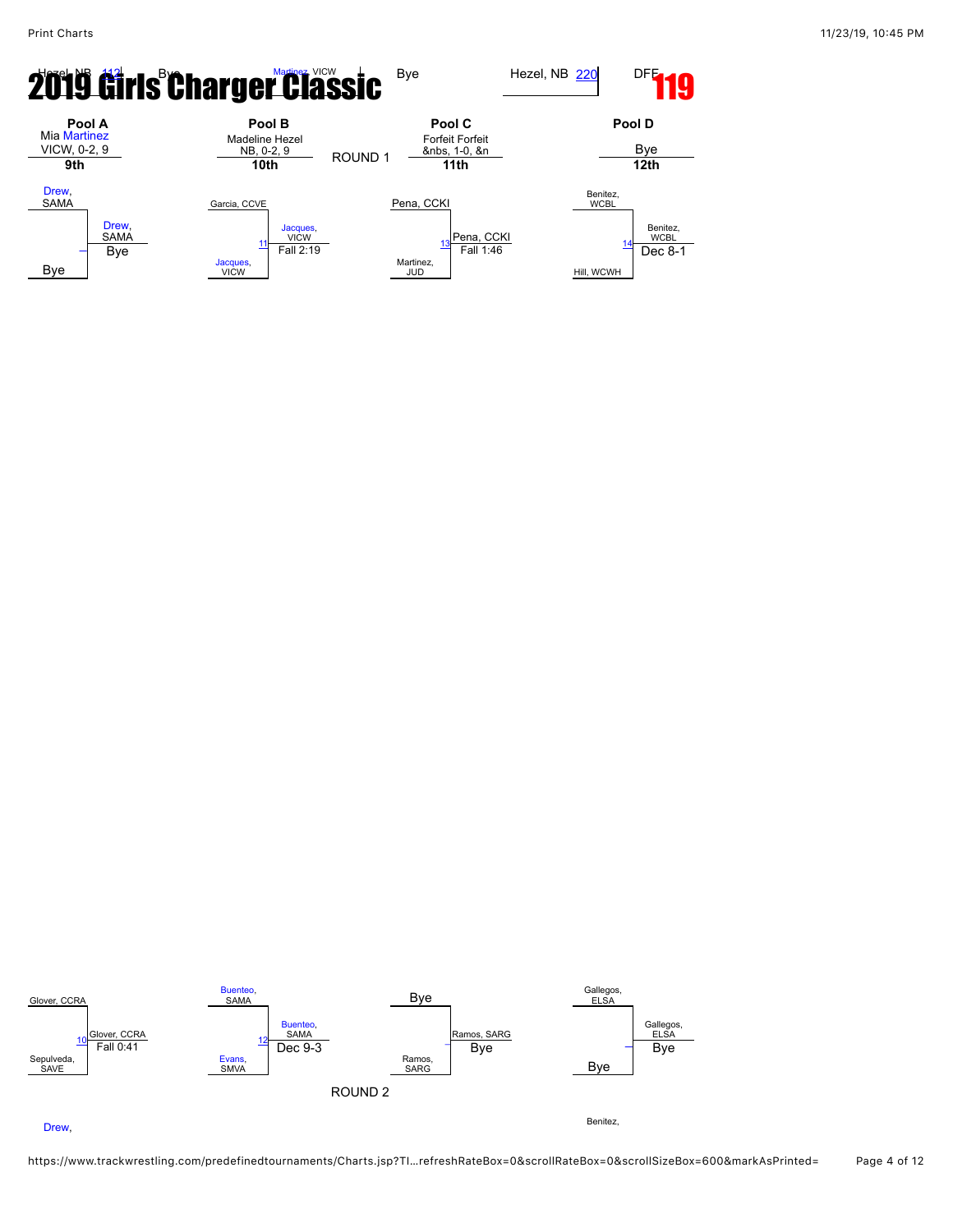# 2019 Girls Charger Classic

# 119

Hezel, NB 112 Bye Martinez, VICW Bye Hezel, NB 220 DFF

| Pool A | Pool B | | Pool C | Pool D |
|---|---|---|---|---|
| Mia Martinez VICW, 0-2, 9 | Madeline Hezel NB, 0-2, 9 | ROUND 1 | Forfeit Forfeit &nbs, 1-0, &n | Bye |
| **9th** | **10th** | | **11th** | **12th** |

## ROUND 1

**Pool A**
- Drew, SAMA vs Bye — Winner: Drew, SAMA — Bye

**Pool B**
- 11: Garcia, CCVE vs Jacques, VICW — Winner: Jacques, VICW — Fall 2:19

**Pool C**
- 13: Pena, CCKI vs Martinez, JUD — Winner: Pena, CCKI — Fall 1:46

**Pool D**
- 14: Benitez, WCBL vs Hill, WCWH — Winner: Benitez, WCBL — Dec 8-1

## ROUND 2

**Pool A**
- 10: Glover, CCRA vs Sepulveda, SAVE — Winner: Glover, CCRA — Fall 0:41

**Pool B**
- 12: Buenteo, SAMA vs Evans, SMVA — Winner: Buenteo, SAMA — Dec 9-3

**Pool C**
- Bye vs Ramos, SARG — Winner: Ramos, SARG — Bye

**Pool D**
- Gallegos, ELSA vs Bye — Winner: Gallegos, ELSA — Bye

Drew,

Benitez,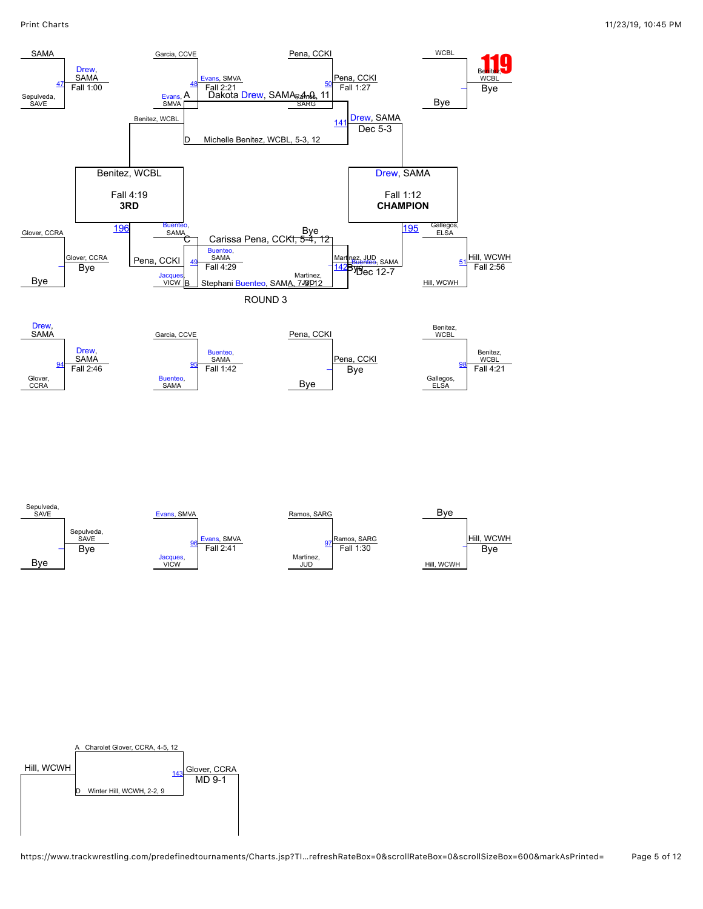# 119

## Round 1/2 Brackets

| Wrestler 1 | Wrestler 2 | Bout | Winner | Result |
|---|---|---|---|---|
| Drew, SAMA | Sepulveda, SAVE | 47 | Drew, SAMA | Fall 1:00 |
| Garcia, CCVE | Evans, SMVA | 48 | Evans, SMVA | Fall 2:21 |
| Pena, CCKI | Ramos, SARG | 50 | Pena, CCKI | Fall 1:27 |
| WCBL (Benitez) | Bye | – | Benitez, WCBL | Bye |
| Glover, CCRA | Bye | – | Glover, CCRA | Bye |
| Buenteo, SAMA | Jacques, VICW | 49 | Buenteo, SAMA | Fall 4:29 |
| Martinez, JUD | Bye | – | Martinez, JUD | Bye |
| Gallegos, ELSA | Hill, WCWH | 51 | Hill, WCWH | Fall 2:56 |

## Championship Bracket

- 141: Drew, SAMA — Dec 5-3
- 142: Buenteo, SAMA — Dec 12-7
- 195: Drew, SAMA — Fall 1:12 — **CHAMPION**
- 196: Benitez, WCBL — Fall 4:19 — **3RD**

Benitez, WCBL / Pena, CCKI

A Dakota Drew, SAMA, 4-0, 11

B Stephani Buenteo, SAMA, 7-3, 12

C Carissa Pena, CCKI, 5-4, 12

D Michelle Benitez, WCBL, 5-3, 12

## ROUND 3

| Wrestler 1 | Wrestler 2 | Bout | Winner | Result |
|---|---|---|---|---|
| Drew, SAMA | Glover, CCRA | 94 | Drew, SAMA | Fall 2:46 |
| Garcia, CCVE | Buenteo, SAMA | 95 | Buenteo, SAMA | Fall 1:42 |
| Pena, CCKI | Bye | – | Pena, CCKI | Bye |
| Benitez, WCBL | Gallegos, ELSA | 98 | Benitez, WCBL | Fall 4:21 |
| Sepulveda, SAVE | Bye | – | Sepulveda, SAVE | Bye |
| Evans, SMVA | Jacques, VICW | 96 | Evans, SMVA | Fall 2:41 |
| Ramos, SARG | Martinez, JUD | 97 | Ramos, SARG | Fall 1:30 |
| Bye | Hill, WCWH | – | Hill, WCWH | Bye |

## Bout 143

A Charolet Glover, CCRA, 4-5, 12

D Winter Hill, WCWH, 2-2, 9

- 143: Glover, CCRA — MD 9-1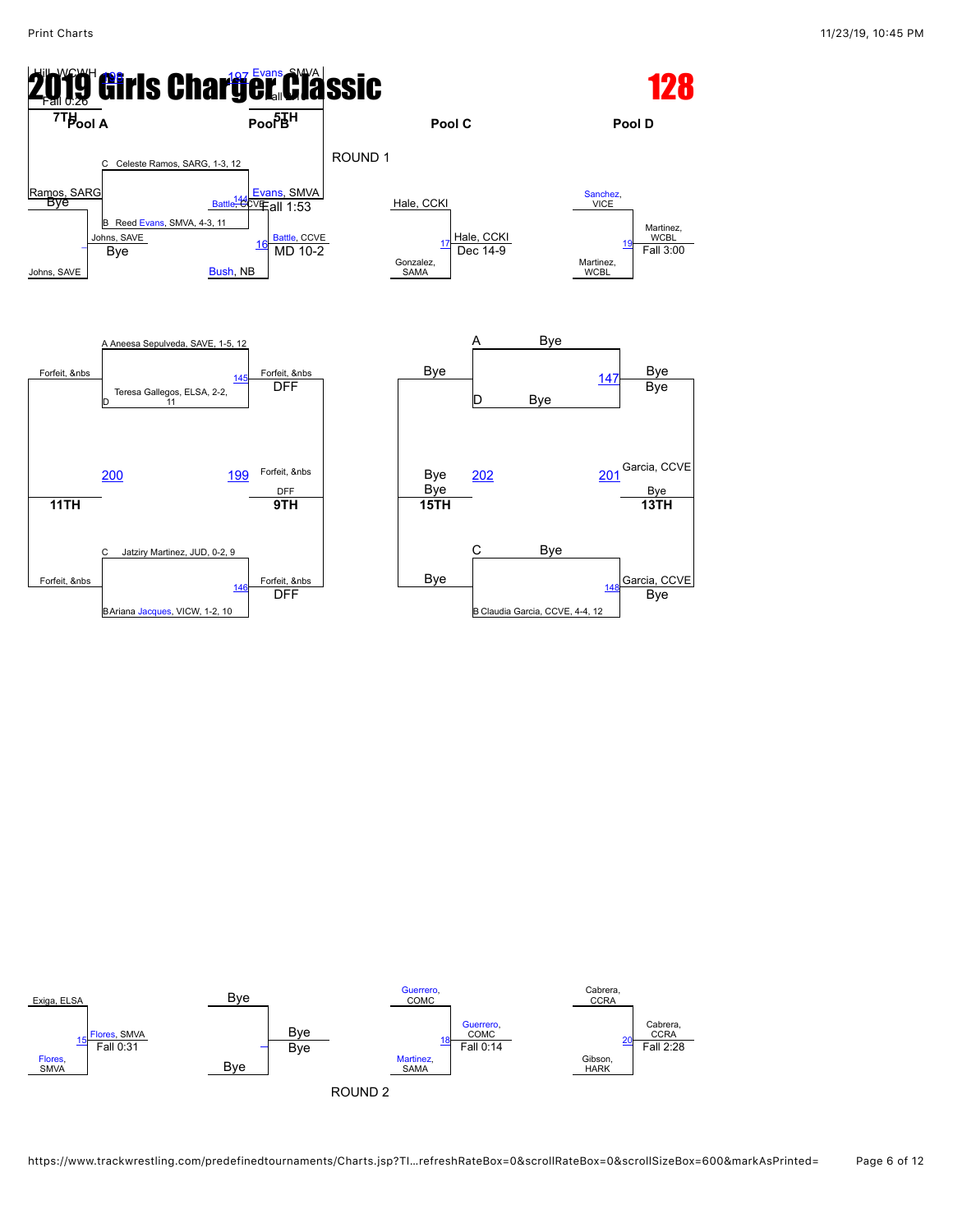# 2019 Girls Charger Classic

# 128

Hill, WCWH 198 Fall 0:26 **7TH**

197 Evans, SMVA Fall 0:... **5TH**

**Pool A** **Pool B** **Pool C** **Pool D**

ROUND 1

C Celeste Ramos, SARG, 1-3, 12

Ramos, SARG
Bye

144 Battle, CCVE

Evans, SMVA
Fall 1:53

B Reed Evans, SMVA, 4-3, 11

Johns, SAVE
Bye

Johns, SAVE

16 Battle, CCVE
MD 10-2

Bush, NB

Hale, CCKI

17 Hale, CCKI
Dec 14-9

Gonzalez, SAMA

Sanchez, VICE

19 Martinez, WCBL
Fall 3:00

Martinez, WCBL

A Aneesa Sepulveda, SAVE, 1-5, 12

Forfeit, &nbs

145 Forfeit, &nbs
DFF

Teresa Gallegos, ELSA, 2-2, 11
D

200

199 Forfeit, &nbs
DFF

**11TH** **9TH**

C Jatziry Martinez, JUD, 0-2, 9

Forfeit, &nbs

146 Forfeit, &nbs
DFF

B Ariana Jacques, VICW, 1-2, 10

A Bye

Bye

147 Bye
Bye

D Bye

Bye
Bye

202

201 Garcia, CCVE
Bye

**15TH** **13TH**

C Bye

Bye

148 Garcia, CCVE
Bye

B Claudia Garcia, CCVE, 4-4, 12

Exiga, ELSA

15 Flores, SMVA
Fall 0:31

Flores, SMVA

Bye

Bye
Bye

Bye

Guerrero, COMC

18 Guerrero, COMC
Fall 0:14

Martinez, SAMA

Cabrera, CCRA

20 Cabrera, CCRA
Fall 2:28

Gibson, HARK

ROUND 2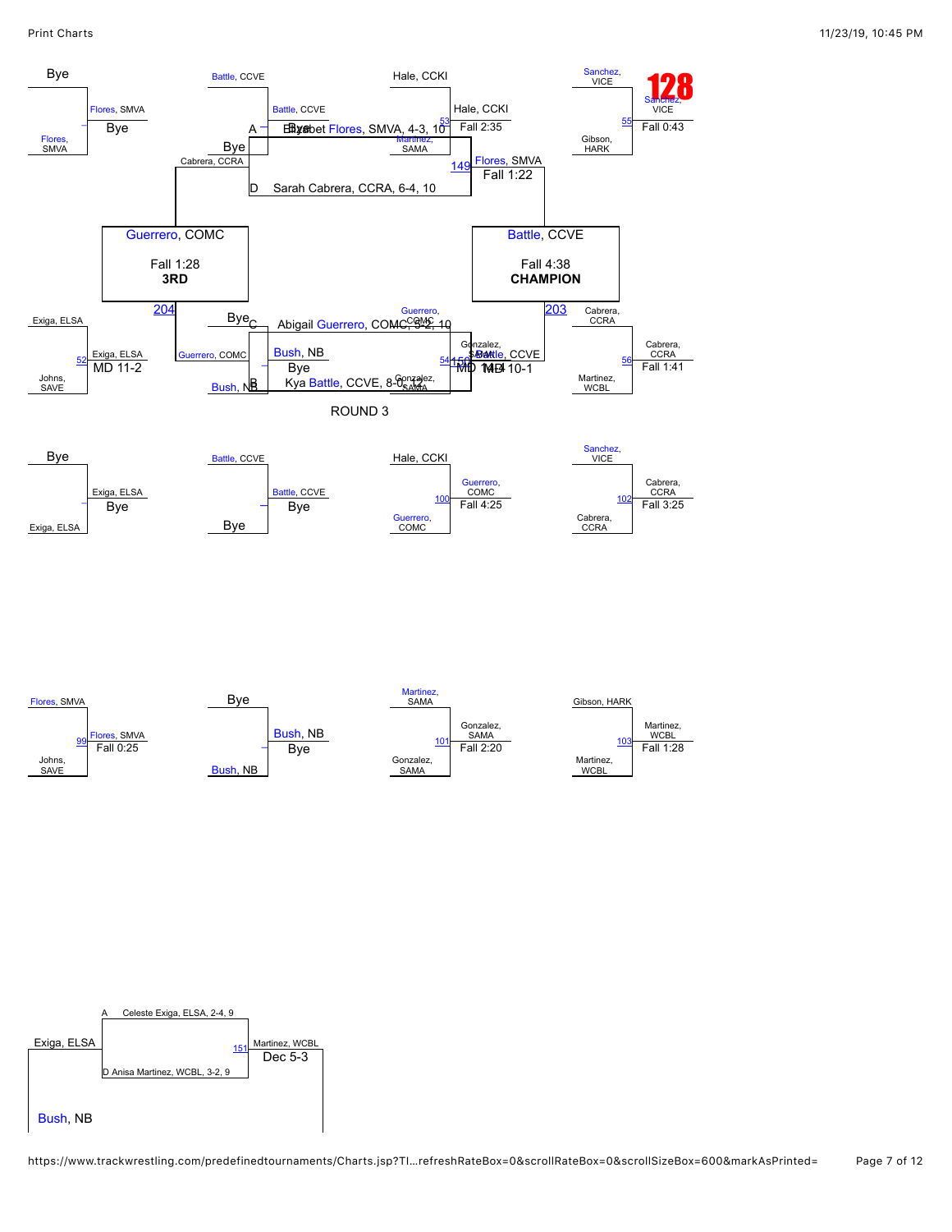# 128

## Championship Bracket

- Bye / Flores, SMVA → Flores, SMVA — Bye
- Battle, CCVE / Bye → Battle, CCVE — Bye
- Hale, CCKI / Martinez, SAMA → Hale, CCKI — 53 — Fall 2:35
- Sanchez, VICE / Gibson, HARK → Sanchez, VICE — 55 — Fall 0:43
- Flores, SMVA vs Hale, CCKI → Flores, SMVA — 149 — Fall 1:22
- A — Elizabet Flores, SMVA, 4-3, 10
- D — Sarah Cabrera, CCRA, 6-4, 10
- Cabrera, CCRA
- Exiga, ELSA / Johns, SAVE → Exiga, ELSA — 52 — MD 11-2
- Guerrero, COMC / Bush, NB → Bush, NB — Bye
- Guerrero, COMC / Gonzalez, SAMA → Battle, CCVE — 54 / 150 — MD 14-4 / MD 10-1
- Cabrera, CCRA / Martinez, WCBL → Cabrera, CCRA — 56 — Fall 1:41
- C — Abigail Guerrero, COMC, 5-2, 10
- B — Kya Battle, CCVE, 8-0, 12

**Champion:** Battle, CCVE — 203 — Fall 4:38 — **CHAMPION**

**3rd:** Guerrero, COMC — 204 — Fall 1:28 — **3RD**

ROUND 3

## Round 3

- Bye / Exiga, ELSA → Exiga, ELSA — Bye
- Battle, CCVE / Bye → Battle, CCVE — Bye
- Hale, CCKI / Guerrero, COMC → Guerrero, COMC — 100 — Fall 4:25
- Sanchez, VICE / Cabrera, CCRA → Cabrera, CCRA — 102 — Fall 3:25

## Consolation

- Flores, SMVA / Johns, SAVE → Flores, SMVA — 99 — Fall 0:25
- Bye / Bush, NB → Bush, NB — Bye
- Martinez, SAMA / Gonzalez, SAMA → Gonzalez, SAMA — 101 — Fall 2:20
- Gibson, HARK / Martinez, WCBL → Martinez, WCBL — 103 — Fall 1:28

## Match 151

- A — Celeste Exiga, ELSA, 2-4, 9
- D — Anisa Martinez, WCBL, 3-2, 9
- Exiga, ELSA vs Martinez, WCBL → Martinez, WCBL — 151 — Dec 5-3
- Bush, NB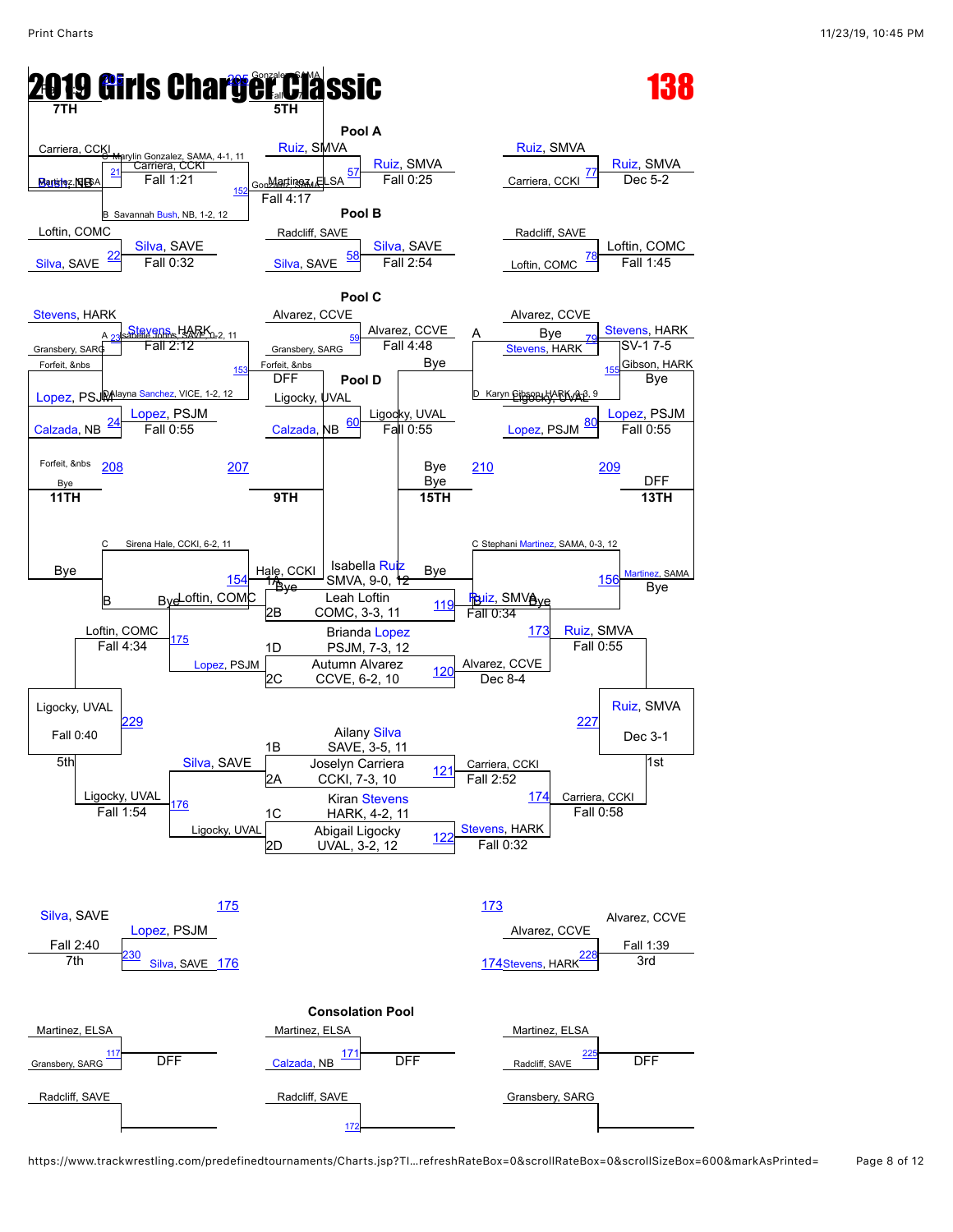# 2019 Girls Charger Classic

# 138

## Pool A

| Match | Wrestler 1 | Wrestler 2 | Winner | Result |
|---|---|---|---|---|
| 21 | Carriera, CCKI | Bush, NB | Carriera, CCKI | Fall 1:21 |
| 57 | Ruiz, SMVA | Martinez, ELSA | Ruiz, SMVA | Fall 0:25 |
| 77 | Ruiz, SMVA | Carriera, CCKI | Ruiz, SMVA | Dec 5-2 |
| 152 | Gonzalez, SAMA | | Martinez, ELSA | Fall 4:17 |

- C Marylin Gonzalez, SAMA, 4-1, 11
- B Savannah Bush, NB, 1-2, 12

## Pool B

| Match | Wrestler 1 | Wrestler 2 | Winner | Result |
|---|---|---|---|---|
| 22 | Loftin, COMC | Silva, SAVE | Silva, SAVE | Fall 0:32 |
| 58 | Radcliff, SAVE | Silva, SAVE | Silva, SAVE | Fall 2:54 |
| 78 | Radcliff, SAVE | Loftin, COMC | Loftin, COMC | Fall 1:45 |

## Pool C

| Match | Wrestler 1 | Wrestler 2 | Winner | Result |
|---|---|---|---|---|
| 23 | Stevens, HARK | Gransbery, SARG | Stevens, HARK | Fall 2:12 |
| 59 | Alvarez, CCVE | Gransbery, SARG | Alvarez, CCVE | Fall 4:48 |
| 79 | Alvarez, CCVE | Stevens, HARK | Stevens, HARK | SV-1 7-5 |
| 153 | Forfeit, &nbs | | DFF | |
| 155 | Gibson, HARK | Bye | Bye | |

- A Isabella Johns, SAVE, 0-2, 11
- A Bye

## Pool D

| Match | Wrestler 1 | Wrestler 2 | Winner | Result |
|---|---|---|---|---|
| 24 | Lopez, PSJM | Calzada, NB | Lopez, PSJM | Fall 0:55 |
| 60 | Ligocky, UVAL | Calzada, NB | Ligocky, UVAL | Fall 0:55 |
| 80 | Ligocky, UVAL | Lopez, PSJM | Lopez, PSJM | Fall 0:55 |

- D Alayna Sanchez, VICE, 1-2, 12
- D Karyn Gibson, HARK, 3-3, 9

## Placement Matches

| Match | Wrestler 1 | Wrestler 2 | Winner | Place |
|---|---|---|---|---|
| 208 | Forfeit, &nbs | Bye | | 11TH |
| 207 | | | | 9TH |
| 210 | Bye | Bye | | 15TH |
| 209 | | | DFF | 13TH |
| 206 | | | | 7TH |
| 205 | Gonzalez, SAMA | | Fall | 5TH |

- C Sirena Hale, CCKI, 6-2, 11
- C Stephani Martinez, SAMA, 0-3, 12

| Match | Wrestler 1 | Wrestler 2 | Winner |
|---|---|---|---|
| 154 | Bye | Hale, CCKI | Bye |
| 156 | Bye | Martinez, SAMA | Bye |

## Championship Bracket

| Seed | Wrestler |
|---|---|
| 1A | Isabella Ruiz, SMVA, 9-0, 12 |
| 2B | Leah Loftin, COMC, 3-3, 11 |
| 1D | Brianda Lopez, PSJM, 7-3, 12 |
| 2C | Autumn Alvarez, CCVE, 6-2, 10 |
| 1B | Ailany Silva, SAVE, 3-5, 11 |
| 2A | Joselyn Carriera, CCKI, 7-3, 10 |
| 1C | Kiran Stevens, HARK, 4-2, 11 |
| 2D | Abigail Ligocky, UVAL, 3-2, 12 |

| Match | Wrestler 1 | Wrestler 2 | Winner | Result |
|---|---|---|---|---|
| 119 | Ruiz, SMVA | Loftin, COMC | Ruiz, SMVA | Fall 0:34 |
| 120 | Lopez, PSJM | Alvarez, CCVE | Alvarez, CCVE | Dec 8-4 |
| 121 | Silva, SAVE | Carriera, CCKI | Carriera, CCKI | Fall 2:52 |
| 122 | Stevens, HARK | Ligocky, UVAL | Stevens, HARK | Fall 0:32 |
| 173 | Ruiz, SMVA | Alvarez, CCVE | Ruiz, SMVA | Fall 0:55 |
| 174 | Carriera, CCKI | Stevens, HARK | Carriera, CCKI | Fall 0:58 |
| 227 | Ruiz, SMVA | Carriera, CCKI | Ruiz, SMVA | Dec 3-1 (1st) |
| 175 | Loftin, COMC | Lopez, PSJM | Loftin, COMC | Fall 4:34 |
| 176 | Silva, SAVE | Ligocky, UVAL | Ligocky, UVAL | Fall 1:54 |
| 229 | Loftin, COMC | Ligocky, UVAL | Ligocky, UVAL | Fall 0:40 (5th) |
| 230 | Lopez, PSJM (175) | Silva, SAVE (176) | Silva, SAVE | Fall 2:40 (7th) |
| 228 | Alvarez, CCVE (173) | Stevens, HARK (174) | Alvarez, CCVE | Fall 1:39 (3rd) |

## Consolation Pool

| Match | Wrestler 1 | Wrestler 2 | Result |
|---|---|---|---|
| 117 | Martinez, ELSA | Gransbery, SARG | DFF |
| 171 | Martinez, ELSA | Calzada, NB | DFF |
| 225 | Martinez, ELSA | Radcliff, SAVE | DFF |
| | Radcliff, SAVE | | |
| 172 | Radcliff, SAVE | | |
| | Gransbery, SARG | | |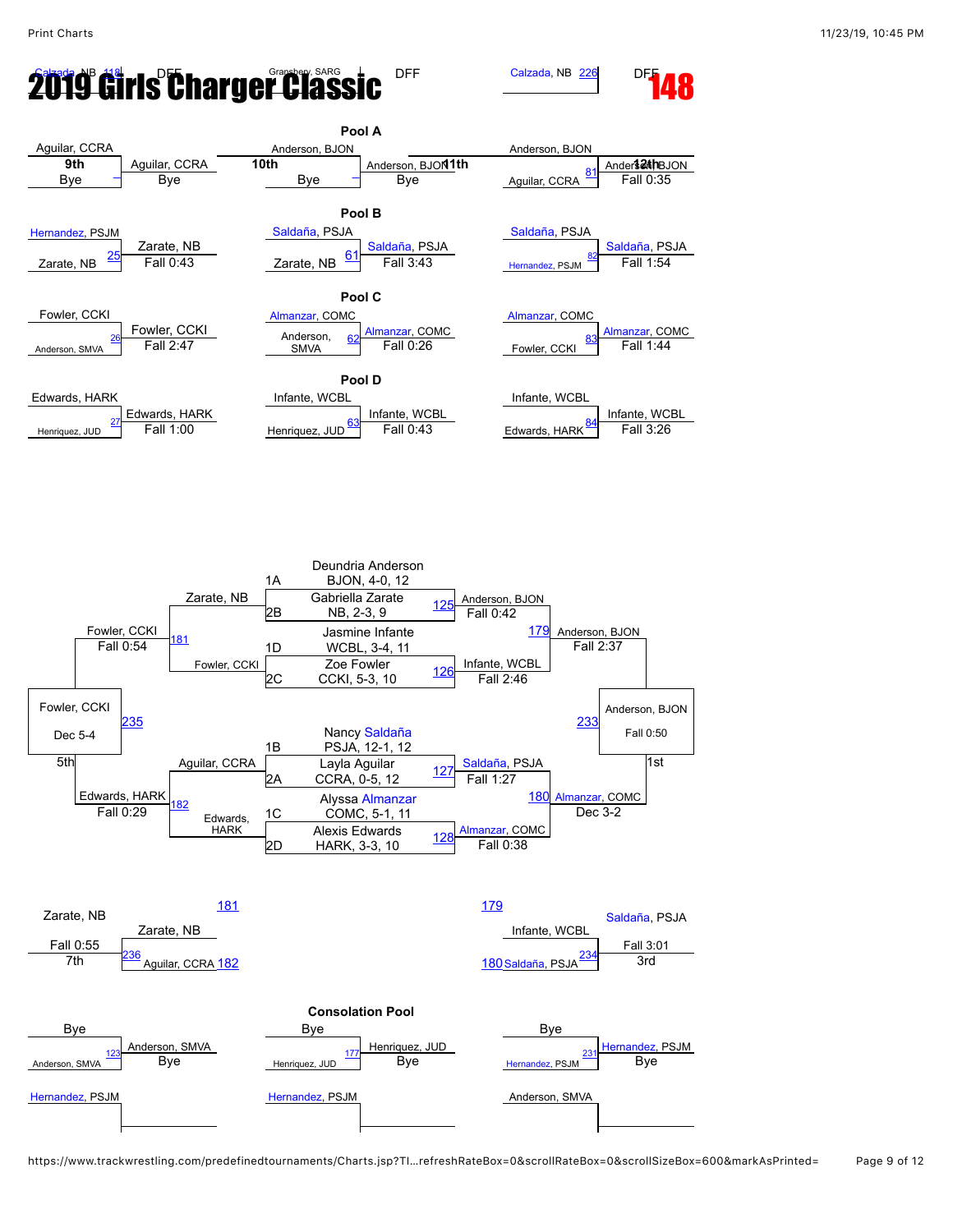# 2019 Girls Charger Classic

## 148

Calzada, NB 118 DFF — Gransbery, SARG DFF — Calzada, NB 226 DFF

### Pool A

| Match | Wrestlers | Winner | Result |
|---|---|---|---|
| 9th | Aguilar, CCRA vs Bye | Aguilar, CCRA | Bye |
| 10th | Anderson, BJON vs Bye | Anderson, BJON | Bye |
| 81 (11th / 12th) | Anderson, BJON vs Aguilar, CCRA | Anderson, BJON | Fall 0:35 |

### Pool B

| Match | Wrestlers | Winner | Result |
|---|---|---|---|
| 25 | Hernandez, PSJM vs Zarate, NB | Zarate, NB | Fall 0:43 |
| 61 | Saldaña, PSJA vs Zarate, NB | Saldaña, PSJA | Fall 3:43 |
| 82 | Saldaña, PSJA vs Hernandez, PSJM | Saldaña, PSJA | Fall 1:54 |

### Pool C

| Match | Wrestlers | Winner | Result |
|---|---|---|---|
| 26 | Fowler, CCKI vs Anderson, SMVA | Fowler, CCKI | Fall 2:47 |
| 62 | Almanzar, COMC vs Anderson, SMVA | Almanzar, COMC | Fall 0:26 |
| 83 | Almanzar, COMC vs Fowler, CCKI | Almanzar, COMC | Fall 1:44 |

### Pool D

| Match | Wrestlers | Winner | Result |
|---|---|---|---|
| 27 | Edwards, HARK vs Henriquez, JUD | Edwards, HARK | Fall 1:00 |
| 63 | Infante, WCBL vs Henriquez, JUD | Infante, WCBL | Fall 0:43 |
| 84 | Infante, WCBL vs Edwards, HARK | Infante, WCBL | Fall 3:26 |

### Bracket

Seeds:
- 1A Deundria Anderson, BJON, 4-0, 12
- 2B Gabriella Zarate, NB, 2-3, 9
- 1D Jasmine Infante, WCBL, 3-4, 11
- 2C Zoe Fowler, CCKI, 5-3, 10
- 1B Nancy Saldaña, PSJA, 12-1, 12
- 2A Layla Aguilar, CCRA, 0-5, 12
- 1C Alyssa Almanzar, COMC, 5-1, 11
- 2D Alexis Edwards, HARK, 3-3, 10

| Match | Wrestlers | Winner | Result |
|---|---|---|---|
| 125 | Anderson, BJON vs Zarate, NB | Anderson, BJON | Fall 0:42 |
| 126 | Infante, WCBL vs Fowler, CCKI | Infante, WCBL | Fall 2:46 |
| 127 | Saldaña, PSJA vs Aguilar, CCRA | Saldaña, PSJA | Fall 1:27 |
| 128 | Almanzar, COMC vs Edwards, HARK | Almanzar, COMC | Fall 0:38 |
| 179 | Anderson, BJON vs Infante, WCBL | Anderson, BJON | Fall 2:37 |
| 180 | Almanzar, COMC vs Saldaña, PSJA | Almanzar, COMC | Dec 3-2 |
| 233 (1st) | Anderson, BJON vs Almanzar, COMC | Anderson, BJON | Fall 0:50 |
| 181 | Zarate, NB vs Fowler, CCKI | Fowler, CCKI | Fall 0:54 |
| 182 | Aguilar, CCRA vs Edwards, HARK | Edwards, HARK | Fall 0:29 |
| 235 (5th) | Fowler, CCKI vs Edwards, HARK | Fowler, CCKI | Dec 5-4 |
| 236 (7th) | Zarate, NB vs Aguilar, CCRA | Zarate, NB | Fall 0:55 |
| 234 (3rd) | Infante, WCBL vs Saldaña, PSJA | Saldaña, PSJA | Fall 3:01 |

### Consolation Pool

| Match | Wrestlers | Winner | Result |
|---|---|---|---|
| 123 | Bye vs Anderson, SMVA | Anderson, SMVA | Bye |
| 177 | Bye vs Henriquez, JUD | Henriquez, JUD | Bye |
| 231 | Bye vs Hernandez, PSJM | Hernandez, PSJM | Bye |
| | Hernandez, PSJM vs | | |
| | Hernandez, PSJM vs | | |
| | Anderson, SMVA vs | | |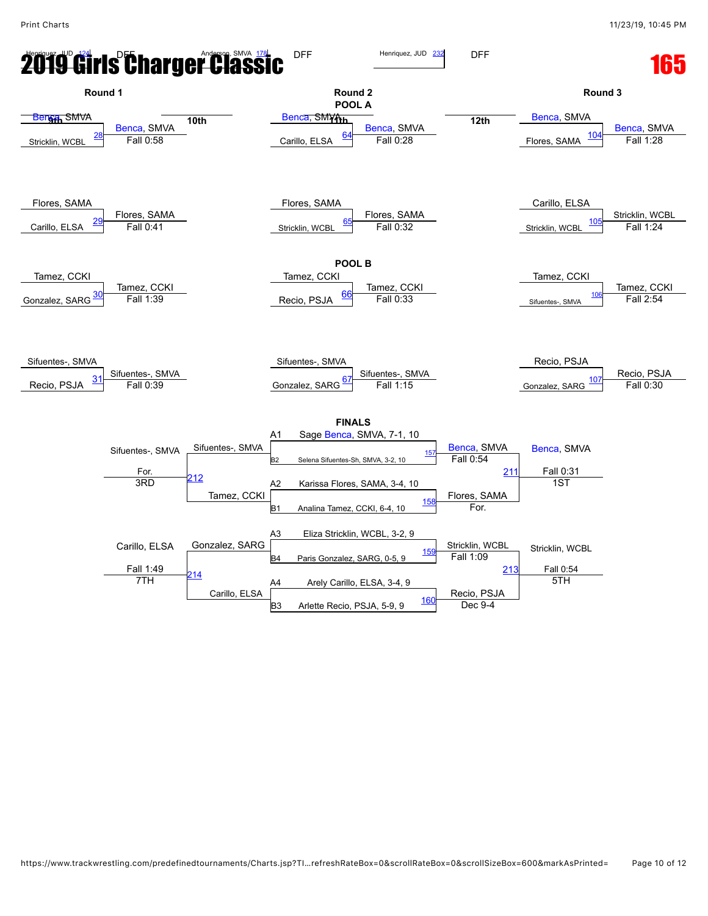# 2019 Girls Charger Classic

**165**

Henriquez, JUD 124 DFF — Anderson, SMVA 178 DFF — Henriquez, JUD 232 DFF

## Round 1

| Bout | Wrestlers | Winner | Result |
|---|---|---|---|
| 28 | Benca, SMVA vs Stricklin, WCBL | Benca, SMVA | Fall 0:58 |
| 29 | Flores, SAMA vs Carillo, ELSA | Flores, SAMA | Fall 0:41 |
| 30 | Tamez, CCKI vs Gonzalez, SARG | Tamez, CCKI | Fall 1:39 |
| 31 | Sifuentes-, SMVA vs Recio, PSJA | Sifuentes-, SMVA | Fall 0:39 |

9th — 10th

## Round 2

### POOL A

| Bout | Wrestlers | Winner | Result |
|---|---|---|---|
| 64 | Benca, SMVA vs Carillo, ELSA | Benca, SMVA | Fall 0:28 |
| 65 | Flores, SAMA vs Stricklin, WCBL | Flores, SAMA | Fall 0:32 |

### POOL B

| Bout | Wrestlers | Winner | Result |
|---|---|---|---|
| 66 | Tamez, CCKI vs Recio, PSJA | Tamez, CCKI | Fall 0:33 |
| 67 | Sifuentes-, SMVA vs Gonzalez, SARG | Sifuentes-, SMVA | Fall 1:15 |

11th — 12th

## Round 3

| Bout | Wrestlers | Winner | Result |
|---|---|---|---|
| 104 | Benca, SMVA vs Flores, SAMA | Benca, SMVA | Fall 1:28 |
| 105 | Carillo, ELSA vs Stricklin, WCBL | Stricklin, WCBL | Fall 1:24 |
| 106 | Tamez, CCKI vs Sifuentes-, SMVA | Tamez, CCKI | Fall 2:54 |
| 107 | Recio, PSJA vs Gonzalez, SARG | Recio, PSJA | Fall 0:30 |

## FINALS

| Seed | Wrestler |
|---|---|
| A1 | Sage Benca, SMVA, 7-1, 10 |
| B2 | Selena Sifuentes-Sh, SMVA, 3-2, 10 |
| A2 | Karissa Flores, SAMA, 3-4, 10 |
| B1 | Analina Tamez, CCKI, 6-4, 10 |
| A3 | Eliza Stricklin, WCBL, 3-2, 9 |
| B4 | Paris Gonzalez, SARG, 0-5, 9 |
| A4 | Arely Carillo, ELSA, 3-4, 9 |
| B3 | Arlette Recio, PSJA, 5-9, 9 |

| Bout | Wrestlers | Winner | Result |
|---|---|---|---|
| 157 | Benca, SMVA vs Sifuentes-Sh, SMVA | Benca, SMVA | Fall 0:54 |
| 158 | Flores, SAMA vs Tamez, CCKI | Flores, SAMA | For. |
| 211 | Benca, SMVA vs Flores, SAMA | Benca, SMVA (1ST) | Fall 0:31 |
| 212 | Sifuentes-, SMVA vs Tamez, CCKI | Sifuentes-, SMVA (3RD) | For. |
| 159 | Stricklin, WCBL vs Gonzalez, SARG | Stricklin, WCBL | Fall 1:09 |
| 160 | Carillo, ELSA vs Recio, PSJA | Recio, PSJA | Dec 9-4 |
| 213 | Stricklin, WCBL vs Recio, PSJA | Stricklin, WCBL (5TH) | Fall 0:54 |
| 214 | Gonzalez, SARG vs Carillo, ELSA | Carillo, ELSA (7TH) | Fall 1:49 |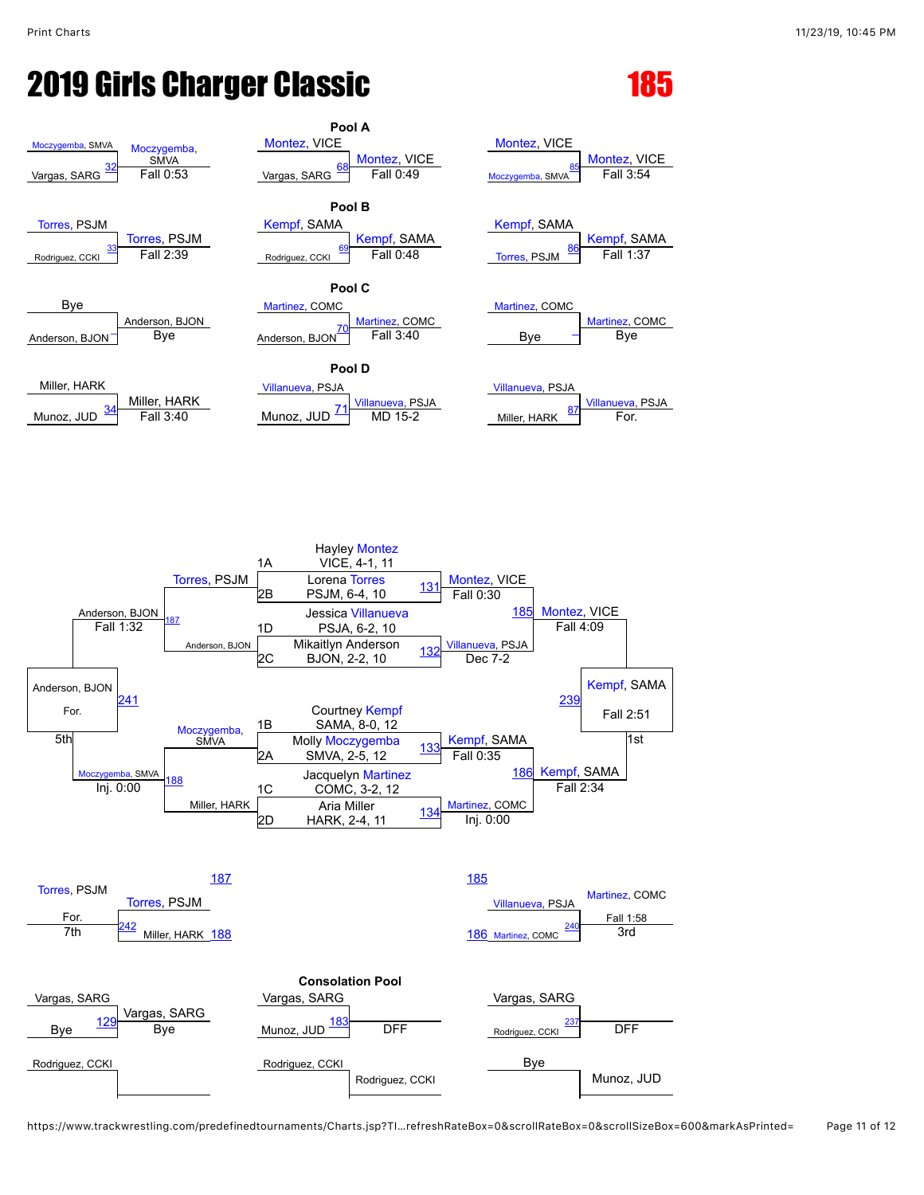# 2019 Girls Charger Classic

## 185

### Pool A

| Round 1 | Result | Round 2 | Result | Round 3 | Result |
|---|---|---|---|---|---|
| Moczygemba, SMVA vs Vargas, SARG (32) | Moczygemba, SMVA – Fall 0:53 | Montez, VICE vs Vargas, SARG (68) | Montez, VICE – Fall 0:49 | Montez, VICE vs Moczygemba, SMVA (85) | Montez, VICE – Fall 3:54 |

### Pool B

| Round 1 | Result | Round 2 | Result | Round 3 | Result |
|---|---|---|---|---|---|
| Torres, PSJM vs Rodriguez, CCKI (33) | Torres, PSJM – Fall 2:39 | Kempf, SAMA vs Rodriguez, CCKI (69) | Kempf, SAMA – Fall 0:48 | Kempf, SAMA vs Torres, PSJM (86) | Kempf, SAMA – Fall 1:37 |

### Pool C

| Round 1 | Result | Round 2 | Result | Round 3 | Result |
|---|---|---|---|---|---|
| Bye vs Anderson, BJON | Anderson, BJON – Bye | Martinez, COMC vs Anderson, BJON (70) | Martinez, COMC – Fall 3:40 | Martinez, COMC vs Bye | Martinez, COMC – Bye |

### Pool D

| Round 1 | Result | Round 2 | Result | Round 3 | Result |
|---|---|---|---|---|---|
| Miller, HARK vs Munoz, JUD (34) | Miller, HARK – Fall 3:40 | Villanueva, PSJA vs Munoz, JUD (71) | Villanueva, PSJA – MD 15-2 | Villanueva, PSJA vs Miller, HARK (87) | Villanueva, PSJA – For. |

### Championship Bracket

Seeds:
- 1A Hayley Montez, VICE, 4-1, 11
- 2B Lorena Torres, PSJM, 6-4, 10
- 1D Jessica Villanueva, PSJA, 6-2, 10
- 2C Mikaitlyn Anderson, BJON, 2-2, 10
- 1B Courtney Kempf, SAMA, 8-0, 12
- 2A Molly Moczygemba, SMVA, 2-5, 12
- 1C Jacquelyn Martinez, COMC, 3-2, 12
- 2D Aria Miller, HARK, 2-4, 11

Quarterfinals:
- 131: Montez, VICE vs Torres, PSJM – Montez, VICE, Fall 0:30
- 132: Villanueva, PSJA vs Anderson, BJON – Villanueva, PSJA, Dec 7-2
- 133: Kempf, SAMA vs Moczygemba, SMVA – Kempf, SAMA, Fall 0:35
- 134: Martinez, COMC vs Miller, HARK – Martinez, COMC, Inj. 0:00

Semifinals:
- 185: Montez, VICE vs Villanueva, PSJA – Montez, VICE, Fall 4:09
- 186: Kempf, SAMA vs Martinez, COMC – Kempf, SAMA, Fall 2:34

Final (239): Kempf, SAMA – Fall 2:51 – 1st

Consolation:
- 187: Anderson, BJON vs Torres, PSJM – Anderson, BJON, Fall 1:32
- 188: Moczygemba, SMVA vs Miller, HARK – Moczygemba, SMVA, Inj. 0:00
- 241 (5th): Anderson, BJON vs Moczygemba, SMVA – Anderson, BJON, For. – 5th
- 242 (7th): Torres, PSJM vs Miller, HARK – Torres, PSJM, For. – 7th
- 240 (3rd): Villanueva, PSJA vs Martinez, COMC – Martinez, COMC, Fall 1:58 – 3rd

### Consolation Pool

| Round 1 | Result | Round 2 | Result | Round 3 | Result |
|---|---|---|---|---|---|
| Vargas, SARG vs Bye (129) | Vargas, SARG – Bye | Vargas, SARG vs Munoz, JUD (183) | DFF | Vargas, SARG vs Rodriguez, CCKI (237) | DFF |
| Rodriguez, CCKI | | Rodriguez, CCKI | Rodriguez, CCKI | Bye vs Munoz, JUD | Munoz, JUD |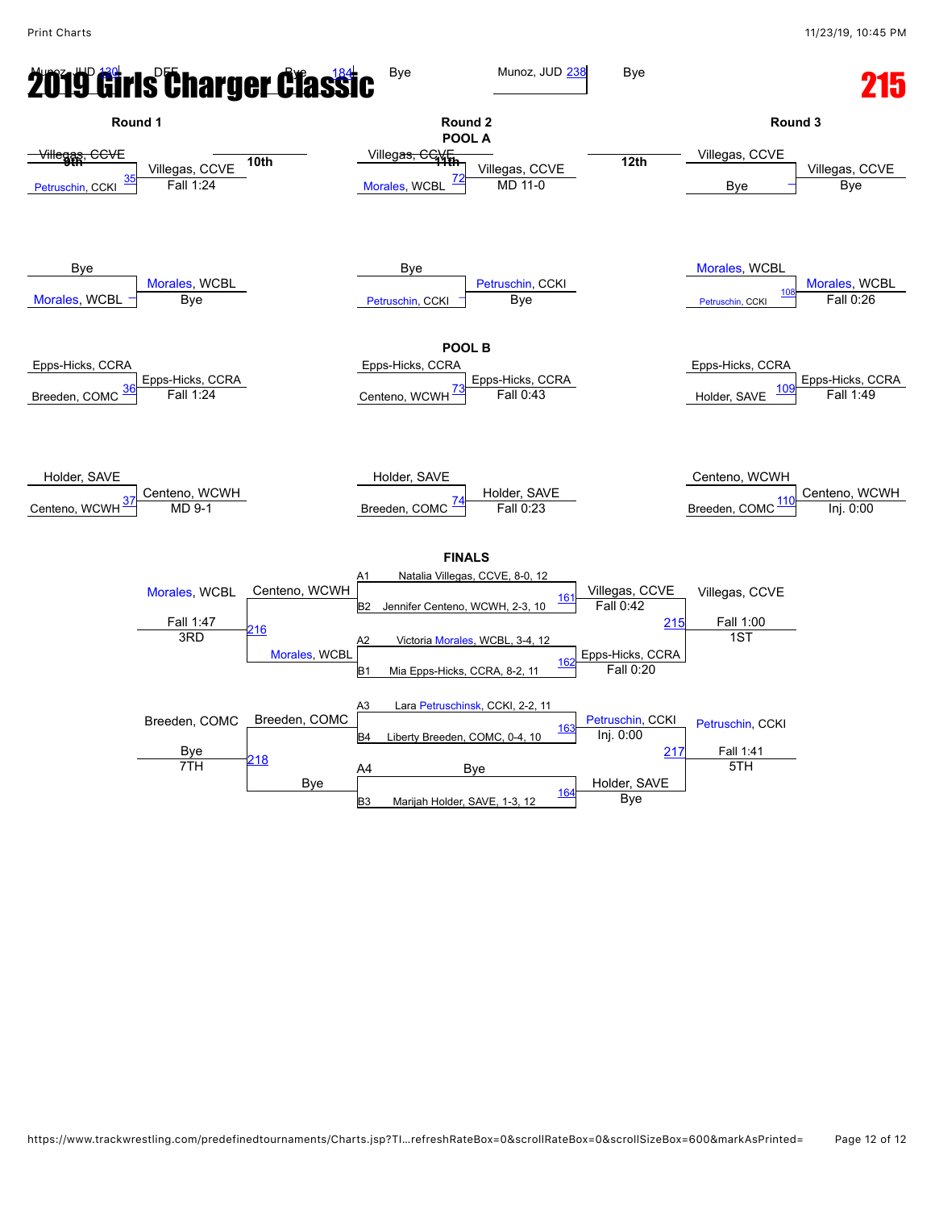# 2019 Girls Charger Classic

**215**

Munoz, JUD 130 DEF Bye 184 Bye

Munoz, JUD 238 Bye

9th 10th 11th 12th

## Round 1

Villegas, CCVE
Petruschin, CCKI 35
Villegas, CCVE
Fall 1:24

Bye
Morales, WCBL
Morales, WCBL
Bye

Epps-Hicks, CCRA
Breeden, COMC 36
Epps-Hicks, CCRA
Fall 1:24

Holder, SAVE
Centeno, WCWH 37
Centeno, WCWH
MD 9-1

## Round 2

### POOL A

Villegas, CCVE
Morales, WCBL 72
Villegas, CCVE
MD 11-0

Bye
Petruschin, CCKI
Petruschin, CCKI
Bye

### POOL B

Epps-Hicks, CCRA
Centeno, WCWH 73
Epps-Hicks, CCRA
Fall 0:43

Holder, SAVE
Breeden, COMC 74
Holder, SAVE
Fall 0:23

## Round 3

Villegas, CCVE
Bye
Villegas, CCVE
Bye

Morales, WCBL
Petruschin, CCKI 108
Morales, WCBL
Fall 0:26

Epps-Hicks, CCRA
Holder, SAVE 109
Epps-Hicks, CCRA
Fall 1:49

Centeno, WCWH
Breeden, COMC 110
Centeno, WCWH
Inj. 0:00

## FINALS

A1 Natalia Villegas, CCVE, 8-0, 12
B2 Jennifer Centeno, WCWH, 2-3, 10
161 Villegas, CCVE
Fall 0:42

A2 Victoria Morales, WCBL, 3-4, 12
B1 Mia Epps-Hicks, CCRA, 8-2, 11
162 Epps-Hicks, CCRA
Fall 0:20

215 Villegas, CCVE
Fall 1:00
1ST

Centeno, WCWH
Morales, WCBL
216 Morales, WCBL
Fall 1:47
3RD

A3 Lara Petruschinsk, CCKI, 2-2, 11
B4 Liberty Breeden, COMC, 0-4, 10
163 Petruschin, CCKI
Inj. 0:00

A4 Bye
B3 Marijah Holder, SAVE, 1-3, 12
164 Holder, SAVE
Bye

217 Petruschin, CCKI
Fall 1:41
5TH

Breeden, COMC
Bye
218 Breeden, COMC
Bye
7TH